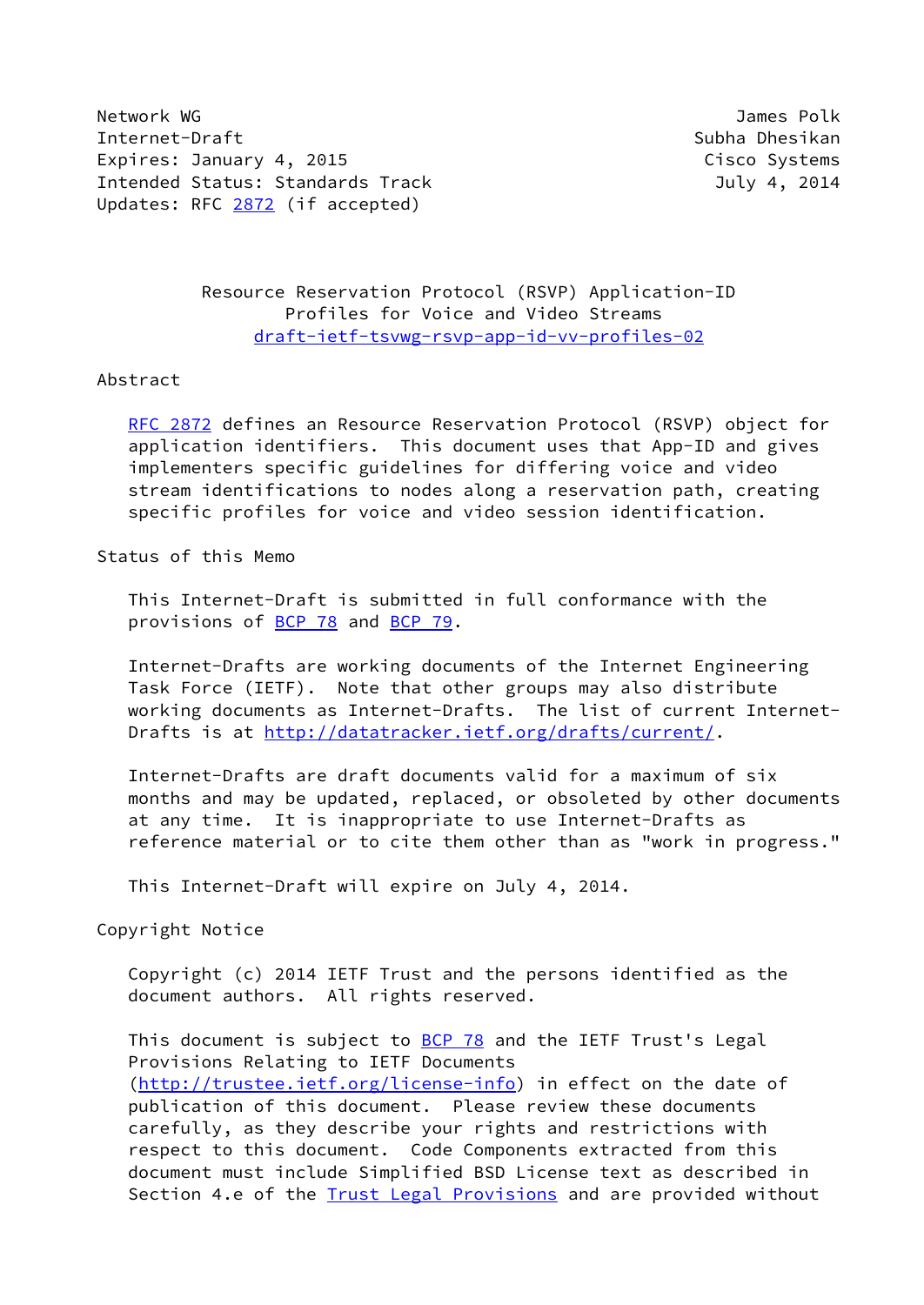Network WG James Polk
Internet-Draft Subha Dhesikan
Expires: January 4, 2015 Cisco Systems
Intended Status: Standards Track July 4, 2014
Updates: RFC 2872 (if accepted)

# Resource Reservation Protocol (RSVP) Application-ID Profiles for Voice and Video Streams

draft-ietf-tsvwg-rsvp-app-id-vv-profiles-02

## Abstract

RFC 2872 defines an Resource Reservation Protocol (RSVP) object for application identifiers. This document uses that App-ID and gives implementers specific guidelines for differing voice and video stream identifications to nodes along a reservation path, creating specific profiles for voice and video session identification.

## Status of this Memo

This Internet-Draft is submitted in full conformance with the provisions of BCP 78 and BCP 79.

Internet-Drafts are working documents of the Internet Engineering Task Force (IETF). Note that other groups may also distribute working documents as Internet-Drafts. The list of current Internet-Drafts is at http://datatracker.ietf.org/drafts/current/.

Internet-Drafts are draft documents valid for a maximum of six months and may be updated, replaced, or obsoleted by other documents at any time. It is inappropriate to use Internet-Drafts as reference material or to cite them other than as "work in progress."

This Internet-Draft will expire on July 4, 2014.

## Copyright Notice

Copyright (c) 2014 IETF Trust and the persons identified as the document authors. All rights reserved.

This document is subject to BCP 78 and the IETF Trust's Legal Provisions Relating to IETF Documents (http://trustee.ietf.org/license-info) in effect on the date of publication of this document. Please review these documents carefully, as they describe your rights and restrictions with respect to this document. Code Components extracted from this document must include Simplified BSD License text as described in Section 4.e of the Trust Legal Provisions and are provided without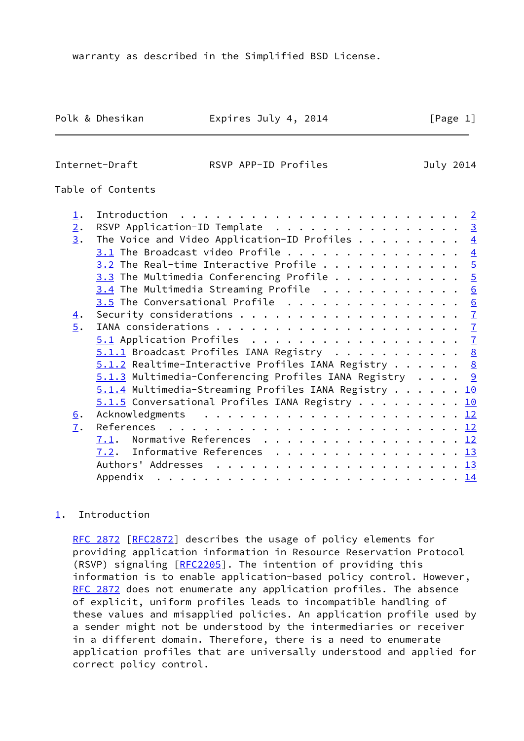warranty as described in the Simplified BSD License.

Table of Contents

- 1. Introduction . . . . . . . . . . . . . . . . . . . . . . . . 2
- 2. RSVP Application-ID Template . . . . . . . . . . . . . . . . 3
- 3. The Voice and Video Application-ID Profiles . . . . . . . . . 4
  - 3.1 The Broadcast video Profile . . . . . . . . . . . . . . . 4
  - 3.2 The Real-time Interactive Profile . . . . . . . . . . . . 5
  - 3.3 The Multimedia Conferencing Profile . . . . . . . . . . . 5
  - 3.4 The Multimedia Streaming Profile . . . . . . . . . . . . 6
  - 3.5 The Conversational Profile . . . . . . . . . . . . . . . 6
- 4. Security considerations . . . . . . . . . . . . . . . . . . . 7
- 5. IANA considerations . . . . . . . . . . . . . . . . . . . . . 7
  - 5.1 Application Profiles . . . . . . . . . . . . . . . . . . 7
  - 5.1.1 Broadcast Profiles IANA Registry . . . . . . . . . . . 8
  - 5.1.2 Realtime-Interactive Profiles IANA Registry . . . . . . 8
  - 5.1.3 Multimedia-Conferencing Profiles IANA Registry . . . . 9
  - 5.1.4 Multimedia-Streaming Profiles IANA Registry . . . . . . 10
  - 5.1.5 Conversational Profiles IANA Registry . . . . . . . . . 10
- 6. Acknowledgments . . . . . . . . . . . . . . . . . . . . . . . 12
- 7. References . . . . . . . . . . . . . . . . . . . . . . . . . 12
  - 7.1. Normative References . . . . . . . . . . . . . . . . . . 12
  - 7.2. Informative References . . . . . . . . . . . . . . . . . 13
  - Authors' Addresses . . . . . . . . . . . . . . . . . . . . . 13
  - Appendix . . . . . . . . . . . . . . . . . . . . . . . . . . 14

## 1. Introduction

RFC 2872 [RFC2872] describes the usage of policy elements for providing application information in Resource Reservation Protocol (RSVP) signaling [RFC2205]. The intention of providing this information is to enable application-based policy control. However, RFC 2872 does not enumerate any application profiles. The absence of explicit, uniform profiles leads to incompatible handling of these values and misapplied policies. An application profile used by a sender might not be understood by the intermediaries or receiver in a different domain. Therefore, there is a need to enumerate application profiles that are universally understood and applied for correct policy control.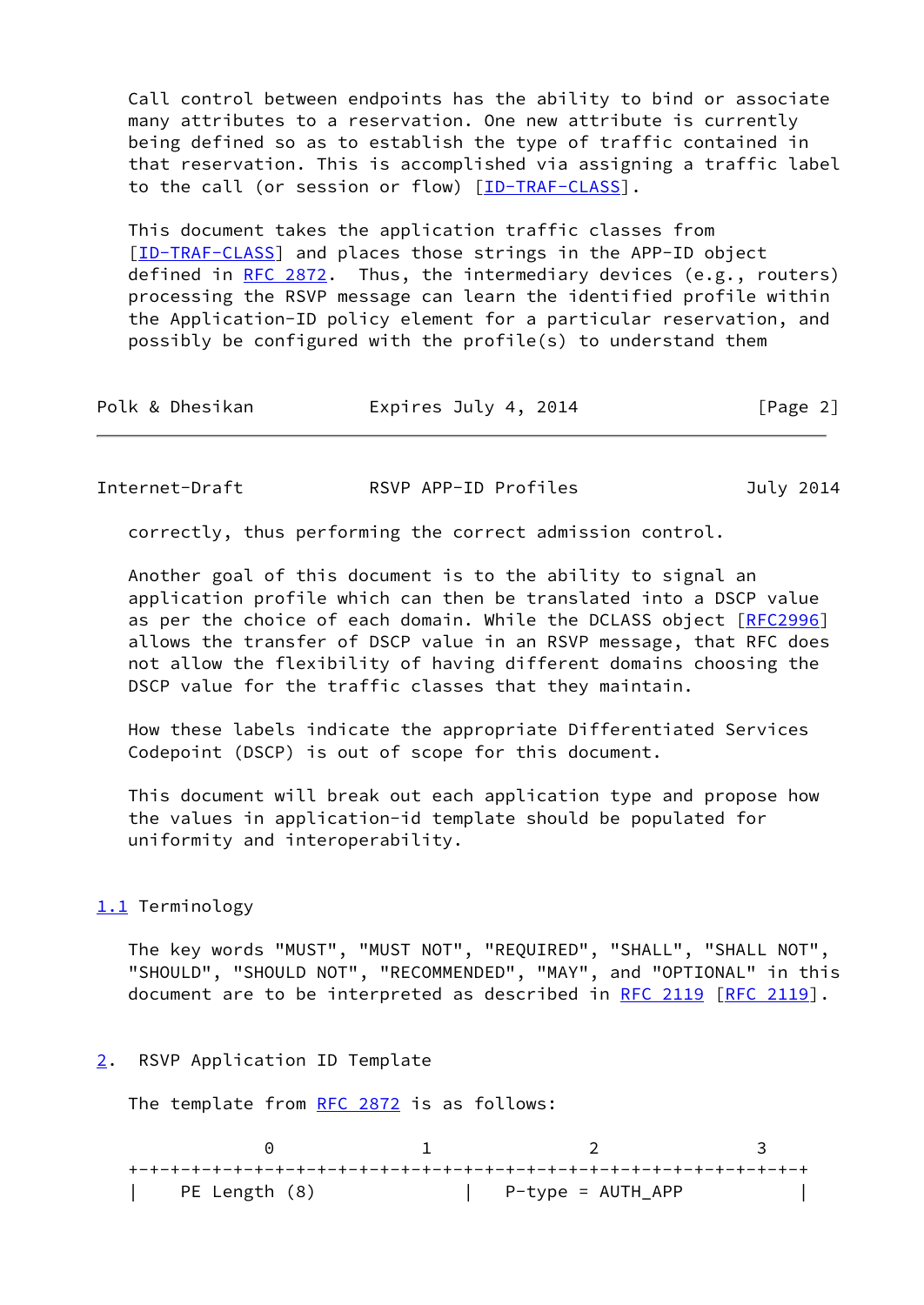Call control between endpoints has the ability to bind or associate many attributes to a reservation. One new attribute is currently being defined so as to establish the type of traffic contained in that reservation. This is accomplished via assigning a traffic label to the call (or session or flow) [ID-TRAF-CLASS].

This document takes the application traffic classes from [ID-TRAF-CLASS] and places those strings in the APP-ID object defined in RFC 2872. Thus, the intermediary devices (e.g., routers) processing the RSVP message can learn the identified profile within the Application-ID policy element for a particular reservation, and possibly be configured with the profile(s) to understand them correctly, thus performing the correct admission control.

Another goal of this document is to the ability to signal an application profile which can then be translated into a DSCP value as per the choice of each domain. While the DCLASS object [RFC2996] allows the transfer of DSCP value in an RSVP message, that RFC does not allow the flexibility of having different domains choosing the DSCP value for the traffic classes that they maintain.

How these labels indicate the appropriate Differentiated Services Codepoint (DSCP) is out of scope for this document.

This document will break out each application type and propose how the values in application-id template should be populated for uniformity and interoperability.

### 1.1 Terminology

The key words "MUST", "MUST NOT", "REQUIRED", "SHALL", "SHALL NOT", "SHOULD", "SHOULD NOT", "RECOMMENDED", "MAY", and "OPTIONAL" in this document are to be interpreted as described in RFC 2119 [RFC 2119].

## 2. RSVP Application ID Template

The template from RFC 2872 is as follows:

```
             0                 1                2                3
   +-+-+-+-+-+-+-+-+-+-+-+-+-+-+-+-+-+-+-+-+-+-+-+-+-+-+-+-+-+-+-+-+
   |    PE Length (8)              |   P-type = AUTH_APP           |
```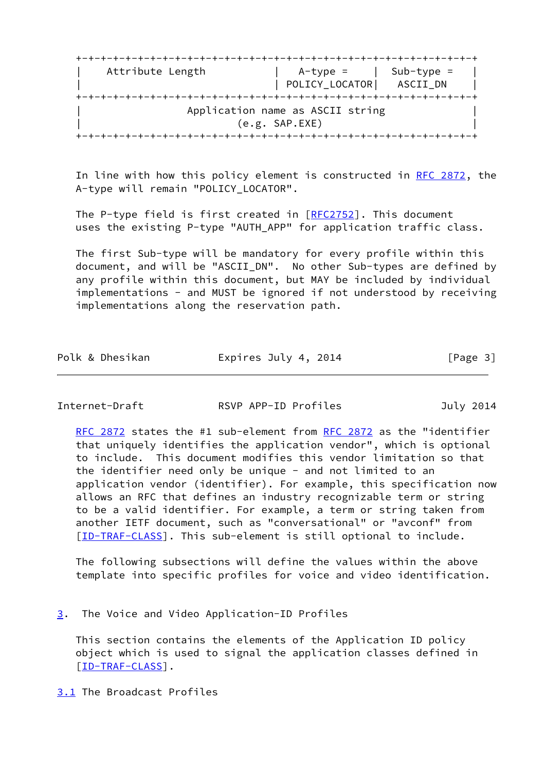```
+-+-+-+-+-+-+-+-+-+-+-+-+-+-+-+-+-+-+-+-+-+-+-+-+-+-+-+-+-+-+-+-+
|    Attribute Length           |   A-type =    |  Sub-type =   |
|                               | POLICY_LOCATOR|   ASCII_DN    |
+-+-+-+-+-+-+-+-+-+-+-+-+-+-+-+-+-+-+-+-+-+-+-+-+-+-+-+-+-+-+-+-+
|                 Application name as ASCII string              |
|                         (e.g. SAP.EXE)                        |
+-+-+-+-+-+-+-+-+-+-+-+-+-+-+-+-+-+-+-+-+-+-+-+-+-+-+-+-+-+-+-+-+
```

In line with how this policy element is constructed in RFC 2872, the A-type will remain "POLICY_LOCATOR".

The P-type field is first created in [RFC2752]. This document uses the existing P-type "AUTH_APP" for application traffic class.

The first Sub-type will be mandatory for every profile within this document, and will be "ASCII_DN". No other Sub-types are defined by any profile within this document, but MAY be included by individual implementations - and MUST be ignored if not understood by receiving implementations along the reservation path.

RFC 2872 states the #1 sub-element from RFC 2872 as the "identifier that uniquely identifies the application vendor", which is optional to include. This document modifies this vendor limitation so that the identifier need only be unique - and not limited to an application vendor (identifier). For example, this specification now allows an RFC that defines an industry recognizable term or string to be a valid identifier. For example, a term or string taken from another IETF document, such as "conversational" or "avconf" from [ID-TRAF-CLASS]. This sub-element is still optional to include.

The following subsections will define the values within the above template into specific profiles for voice and video identification.

## 3. The Voice and Video Application-ID Profiles

This section contains the elements of the Application ID policy object which is used to signal the application classes defined in [ID-TRAF-CLASS].

### 3.1 The Broadcast Profiles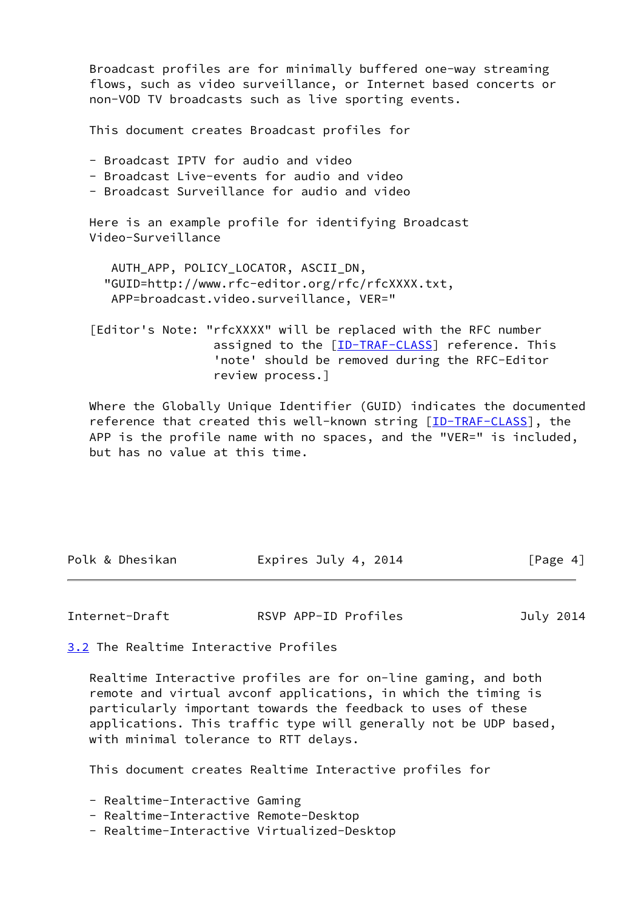Broadcast profiles are for minimally buffered one-way streaming flows, such as video surveillance, or Internet based concerts or non-VOD TV broadcasts such as live sporting events.

This document creates Broadcast profiles for

- Broadcast IPTV for audio and video
- Broadcast Live-events for audio and video
- Broadcast Surveillance for audio and video

Here is an example profile for identifying Broadcast Video-Surveillance

```
 AUTH_APP, POLICY_LOCATOR, ASCII_DN,
"GUID=http://www.rfc-editor.org/rfc/rfcXXXX.txt,
 APP=broadcast.video.surveillance, VER="
```

[Editor's Note: "rfcXXXX" will be replaced with the RFC number assigned to the [ID-TRAF-CLASS] reference. This 'note' should be removed during the RFC-Editor review process.]

Where the Globally Unique Identifier (GUID) indicates the documented reference that created this well-known string [ID-TRAF-CLASS], the APP is the profile name with no spaces, and the "VER=" is included, but has no value at this time.

## 3.2 The Realtime Interactive Profiles

Realtime Interactive profiles are for on-line gaming, and both remote and virtual avconf applications, in which the timing is particularly important towards the feedback to uses of these applications. This traffic type will generally not be UDP based, with minimal tolerance to RTT delays.

This document creates Realtime Interactive profiles for

- Realtime-Interactive Gaming
- Realtime-Interactive Remote-Desktop
- Realtime-Interactive Virtualized-Desktop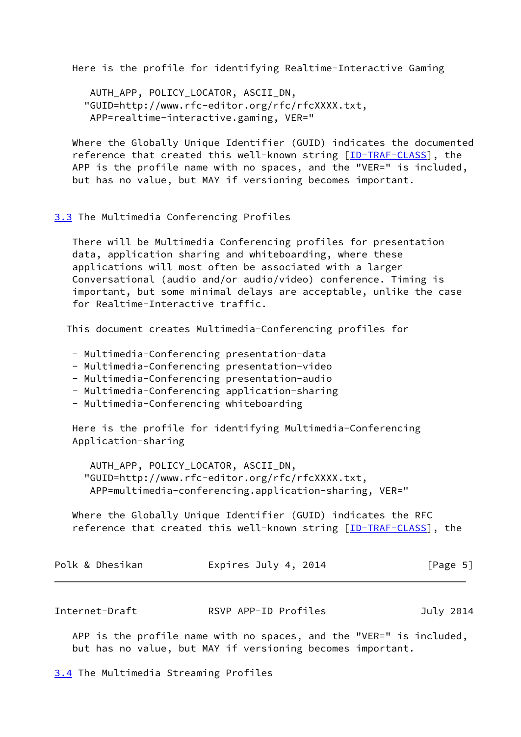Here is the profile for identifying Realtime-Interactive Gaming

```
AUTH_APP, POLICY_LOCATOR, ASCII_DN,
"GUID=http://www.rfc-editor.org/rfc/rfcXXXX.txt,
APP=realtime-interactive.gaming, VER="
```

Where the Globally Unique Identifier (GUID) indicates the documented reference that created this well-known string [ID-TRAF-CLASS], the APP is the profile name with no spaces, and the "VER=" is included, but has no value, but MAY if versioning becomes important.

## 3.3 The Multimedia Conferencing Profiles

There will be Multimedia Conferencing profiles for presentation data, application sharing and whiteboarding, where these applications will most often be associated with a larger Conversational (audio and/or audio/video) conference. Timing is important, but some minimal delays are acceptable, unlike the case for Realtime-Interactive traffic.

This document creates Multimedia-Conferencing profiles for

- Multimedia-Conferencing presentation-data
- Multimedia-Conferencing presentation-video
- Multimedia-Conferencing presentation-audio
- Multimedia-Conferencing application-sharing
- Multimedia-Conferencing whiteboarding

Here is the profile for identifying Multimedia-Conferencing Application-sharing

```
AUTH_APP, POLICY_LOCATOR, ASCII_DN,
"GUID=http://www.rfc-editor.org/rfc/rfcXXXX.txt,
APP=multimedia-conferencing.application-sharing, VER="
```

Where the Globally Unique Identifier (GUID) indicates the RFC reference that created this well-known string [ID-TRAF-CLASS], the APP is the profile name with no spaces, and the "VER=" is included, but has no value, but MAY if versioning becomes important.

## 3.4 The Multimedia Streaming Profiles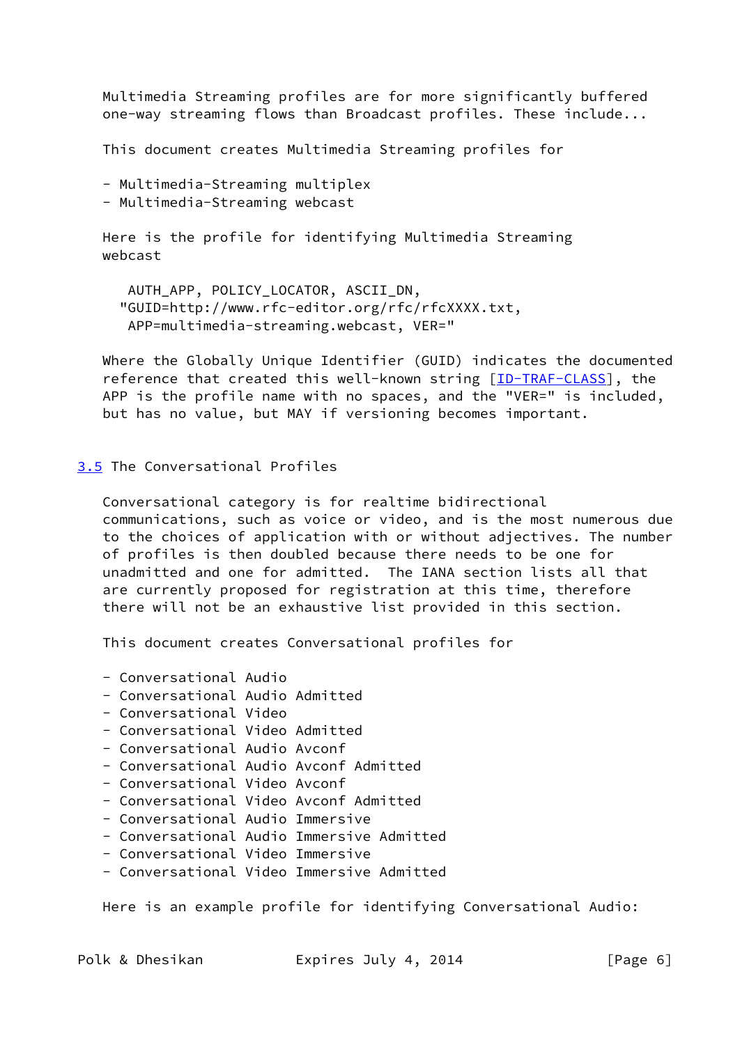Multimedia Streaming profiles are for more significantly buffered one-way streaming flows than Broadcast profiles. These include...

This document creates Multimedia Streaming profiles for

- Multimedia-Streaming multiplex
- Multimedia-Streaming webcast

Here is the profile for identifying Multimedia Streaming webcast

```
 AUTH_APP, POLICY_LOCATOR, ASCII_DN,
"GUID=http://www.rfc-editor.org/rfc/rfcXXXX.txt,
 APP=multimedia-streaming.webcast, VER="
```

Where the Globally Unique Identifier (GUID) indicates the documented reference that created this well-known string [ID-TRAF-CLASS], the APP is the profile name with no spaces, and the "VER=" is included, but has no value, but MAY if versioning becomes important.

### 3.5 The Conversational Profiles

Conversational category is for realtime bidirectional communications, such as voice or video, and is the most numerous due to the choices of application with or without adjectives. The number of profiles is then doubled because there needs to be one for unadmitted and one for admitted. The IANA section lists all that are currently proposed for registration at this time, therefore there will not be an exhaustive list provided in this section.

This document creates Conversational profiles for

- Conversational Audio
- Conversational Audio Admitted
- Conversational Video
- Conversational Video Admitted
- Conversational Audio Avconf
- Conversational Audio Avconf Admitted
- Conversational Video Avconf
- Conversational Video Avconf Admitted
- Conversational Audio Immersive
- Conversational Audio Immersive Admitted
- Conversational Video Immersive
- Conversational Video Immersive Admitted

Here is an example profile for identifying Conversational Audio: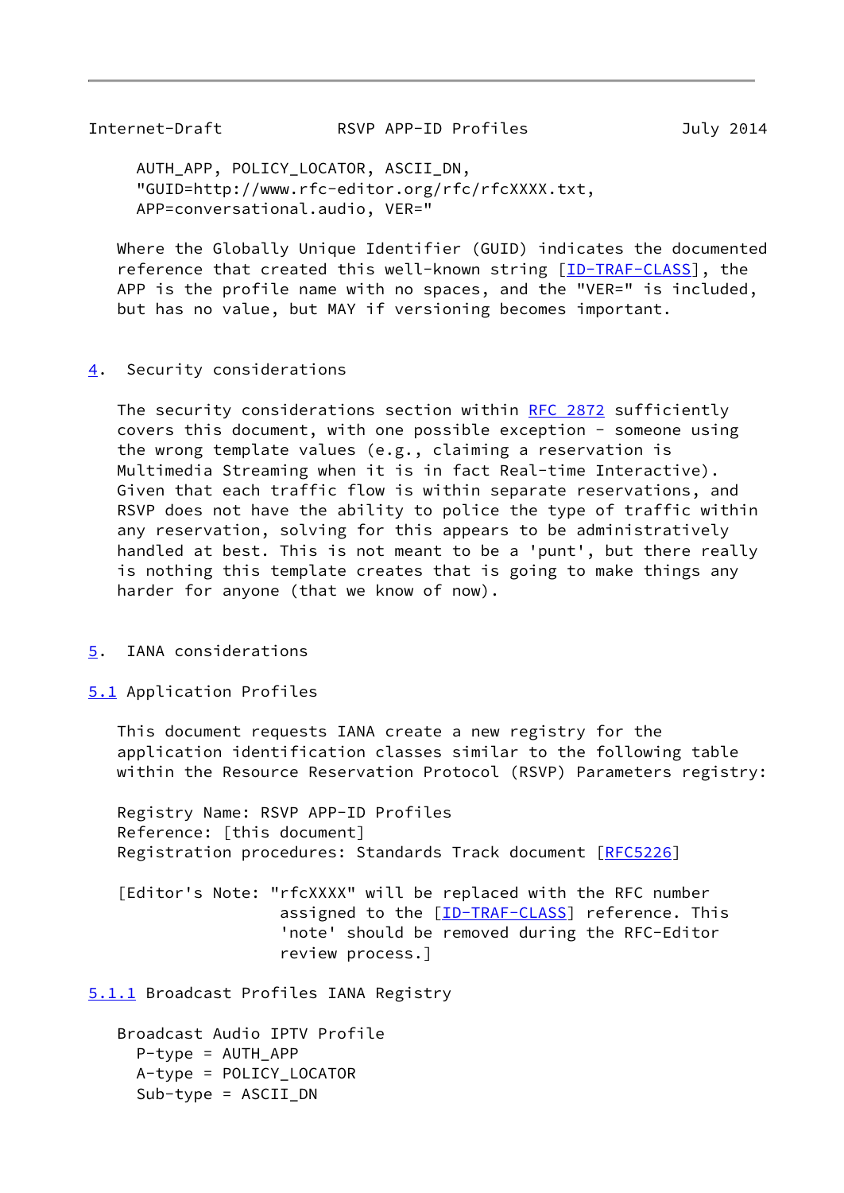```
AUTH_APP, POLICY_LOCATOR, ASCII_DN,
"GUID=http://www.rfc-editor.org/rfc/rfcXXXX.txt,
APP=conversational.audio, VER="
```

Where the Globally Unique Identifier (GUID) indicates the documented reference that created this well-known string [ID-TRAF-CLASS], the APP is the profile name with no spaces, and the "VER=" is included, but has no value, but MAY if versioning becomes important.

## 4. Security considerations

The security considerations section within RFC 2872 sufficiently covers this document, with one possible exception - someone using the wrong template values (e.g., claiming a reservation is Multimedia Streaming when it is in fact Real-time Interactive). Given that each traffic flow is within separate reservations, and RSVP does not have the ability to police the type of traffic within any reservation, solving for this appears to be administratively handled at best. This is not meant to be a 'punt', but there really is nothing this template creates that is going to make things any harder for anyone (that we know of now).

## 5. IANA considerations

### 5.1 Application Profiles

This document requests IANA create a new registry for the application identification classes similar to the following table within the Resource Reservation Protocol (RSVP) Parameters registry:

Registry Name: RSVP APP-ID Profiles
Reference: [this document]
Registration procedures: Standards Track document [RFC5226]

[Editor's Note: "rfcXXXX" will be replaced with the RFC number assigned to the [ID-TRAF-CLASS] reference. This 'note' should be removed during the RFC-Editor review process.]

#### 5.1.1 Broadcast Profiles IANA Registry

Broadcast Audio IPTV Profile

```
P-type = AUTH_APP
A-type = POLICY_LOCATOR
Sub-type = ASCII_DN
```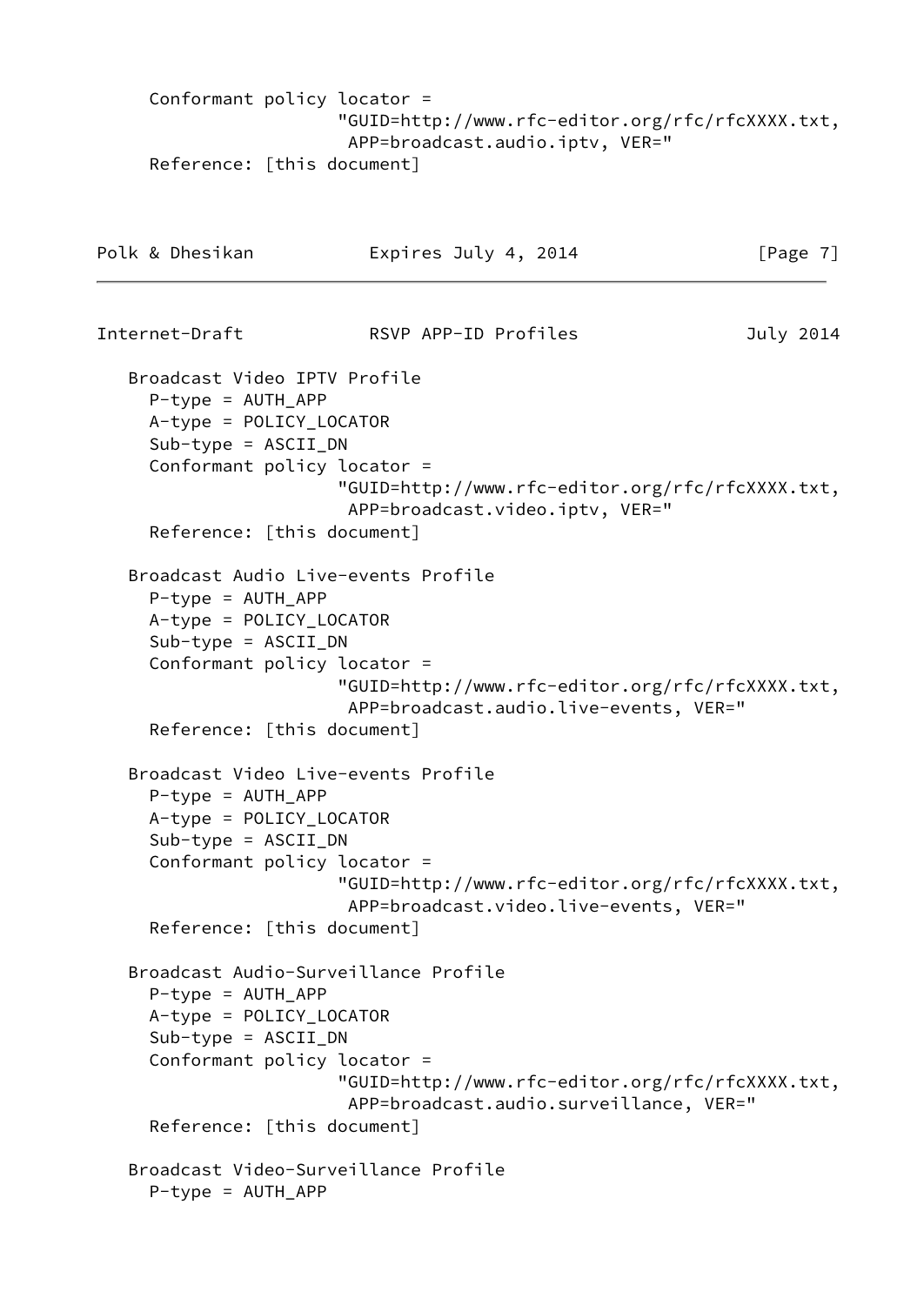```
     Conformant policy locator =
                     "GUID=http://www.rfc-editor.org/rfc/rfcXXXX.txt,
                      APP=broadcast.audio.iptv, VER="
     Reference: [this document]
```

```
   Broadcast Video IPTV Profile
     P-type = AUTH_APP
     A-type = POLICY_LOCATOR
     Sub-type = ASCII_DN
     Conformant policy locator =
                     "GUID=http://www.rfc-editor.org/rfc/rfcXXXX.txt,
                      APP=broadcast.video.iptv, VER="
     Reference: [this document]

   Broadcast Audio Live-events Profile
     P-type = AUTH_APP
     A-type = POLICY_LOCATOR
     Sub-type = ASCII_DN
     Conformant policy locator =
                     "GUID=http://www.rfc-editor.org/rfc/rfcXXXX.txt,
                      APP=broadcast.audio.live-events, VER="
     Reference: [this document]

   Broadcast Video Live-events Profile
     P-type = AUTH_APP
     A-type = POLICY_LOCATOR
     Sub-type = ASCII_DN
     Conformant policy locator =
                     "GUID=http://www.rfc-editor.org/rfc/rfcXXXX.txt,
                      APP=broadcast.video.live-events, VER="
     Reference: [this document]

   Broadcast Audio-Surveillance Profile
     P-type = AUTH_APP
     A-type = POLICY_LOCATOR
     Sub-type = ASCII_DN
     Conformant policy locator =
                     "GUID=http://www.rfc-editor.org/rfc/rfcXXXX.txt,
                      APP=broadcast.audio.surveillance, VER="
     Reference: [this document]

   Broadcast Video-Surveillance Profile
     P-type = AUTH_APP
```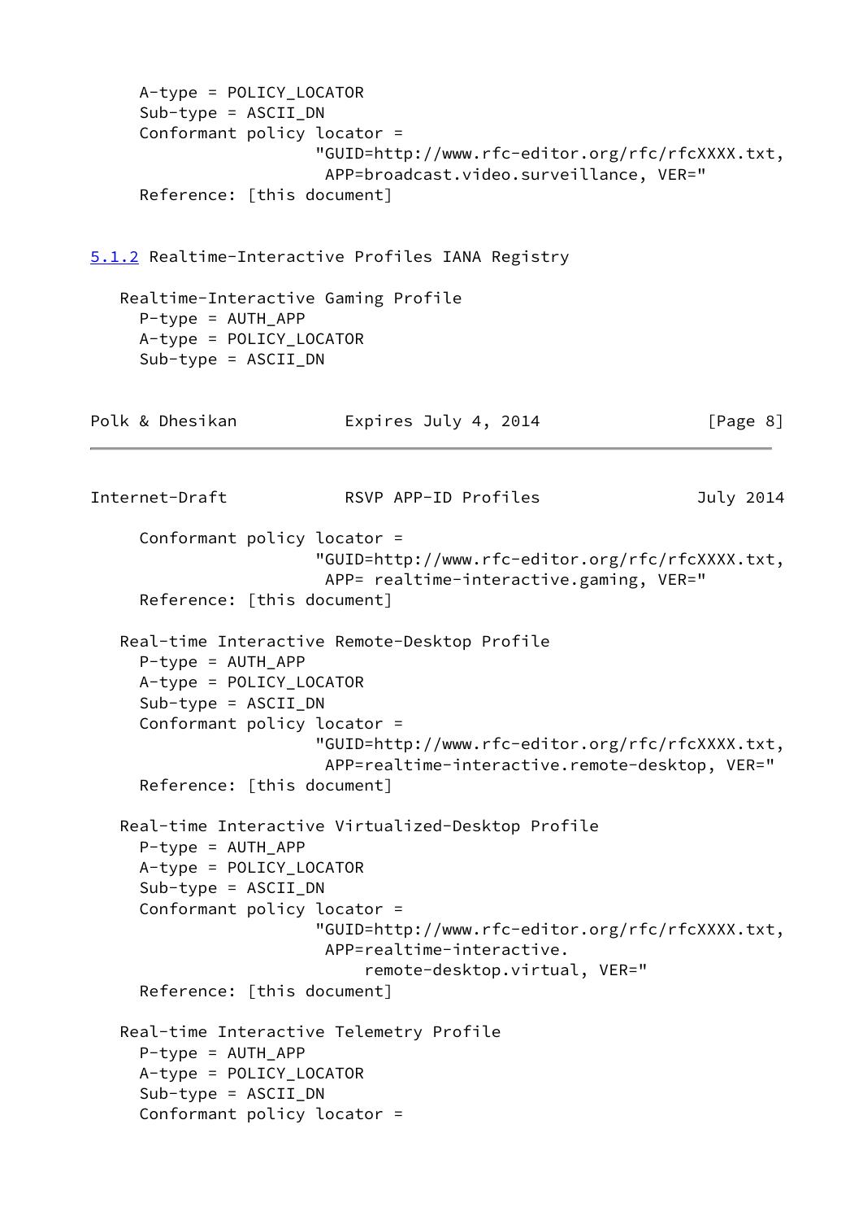A-type = POLICY_LOCATOR
      Sub-type = ASCII_DN
      Conformant policy locator =
                        "GUID=http://www.rfc-editor.org/rfc/rfcXXXX.txt,
                         APP=broadcast.video.surveillance, VER="
      Reference: [this document]

### 5.1.2 Realtime-Interactive Profiles IANA Registry

   Realtime-Interactive Gaming Profile
      P-type = AUTH_APP
      A-type = POLICY_LOCATOR
      Sub-type = ASCII_DN
      Conformant policy locator =
                        "GUID=http://www.rfc-editor.org/rfc/rfcXXXX.txt,
                         APP= realtime-interactive.gaming, VER="
      Reference: [this document]

   Real-time Interactive Remote-Desktop Profile
      P-type = AUTH_APP
      A-type = POLICY_LOCATOR
      Sub-type = ASCII_DN
      Conformant policy locator =
                        "GUID=http://www.rfc-editor.org/rfc/rfcXXXX.txt,
                         APP=realtime-interactive.remote-desktop, VER="
      Reference: [this document]

   Real-time Interactive Virtualized-Desktop Profile
      P-type = AUTH_APP
      A-type = POLICY_LOCATOR
      Sub-type = ASCII_DN
      Conformant policy locator =
                        "GUID=http://www.rfc-editor.org/rfc/rfcXXXX.txt,
                         APP=realtime-interactive.
                             remote-desktop.virtual, VER="
      Reference: [this document]

   Real-time Interactive Telemetry Profile
      P-type = AUTH_APP
      A-type = POLICY_LOCATOR
      Sub-type = ASCII_DN
      Conformant policy locator =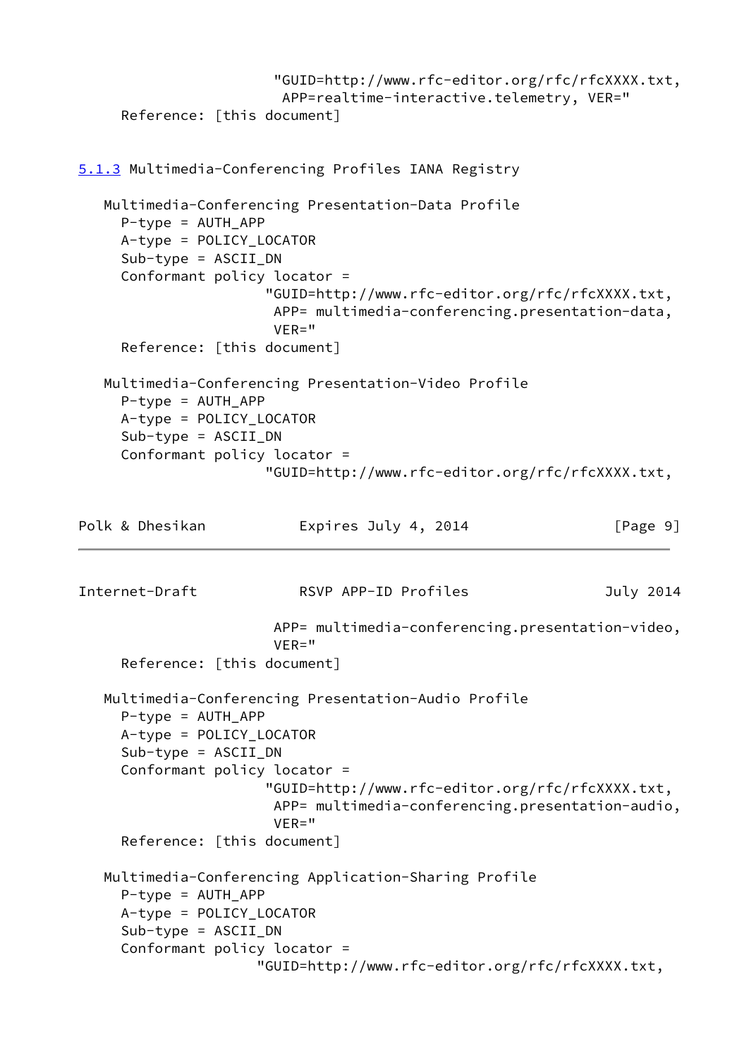"GUID=http://www.rfc-editor.org/rfc/rfcXXXX.txt,
 APP=realtime-interactive.telemetry, VER="

Reference: [this document]

### 5.1.3 Multimedia-Conferencing Profiles IANA Registry

Multimedia-Conferencing Presentation-Data Profile

```
  P-type = AUTH_APP
  A-type = POLICY_LOCATOR
  Sub-type = ASCII_DN
  Conformant policy locator =
                   "GUID=http://www.rfc-editor.org/rfc/rfcXXXX.txt,
                    APP= multimedia-conferencing.presentation-data,
                    VER="
  Reference: [this document]
```

Multimedia-Conferencing Presentation-Video Profile

```
  P-type = AUTH_APP
  A-type = POLICY_LOCATOR
  Sub-type = ASCII_DN
  Conformant policy locator =
                   "GUID=http://www.rfc-editor.org/rfc/rfcXXXX.txt,
                    APP= multimedia-conferencing.presentation-video,
                    VER="
  Reference: [this document]
```

Multimedia-Conferencing Presentation-Audio Profile

```
  P-type = AUTH_APP
  A-type = POLICY_LOCATOR
  Sub-type = ASCII_DN
  Conformant policy locator =
                   "GUID=http://www.rfc-editor.org/rfc/rfcXXXX.txt,
                    APP= multimedia-conferencing.presentation-audio,
                    VER="
  Reference: [this document]
```

Multimedia-Conferencing Application-Sharing Profile

```
  P-type = AUTH_APP
  A-type = POLICY_LOCATOR
  Sub-type = ASCII_DN
  Conformant policy locator =
                  "GUID=http://www.rfc-editor.org/rfc/rfcXXXX.txt,
```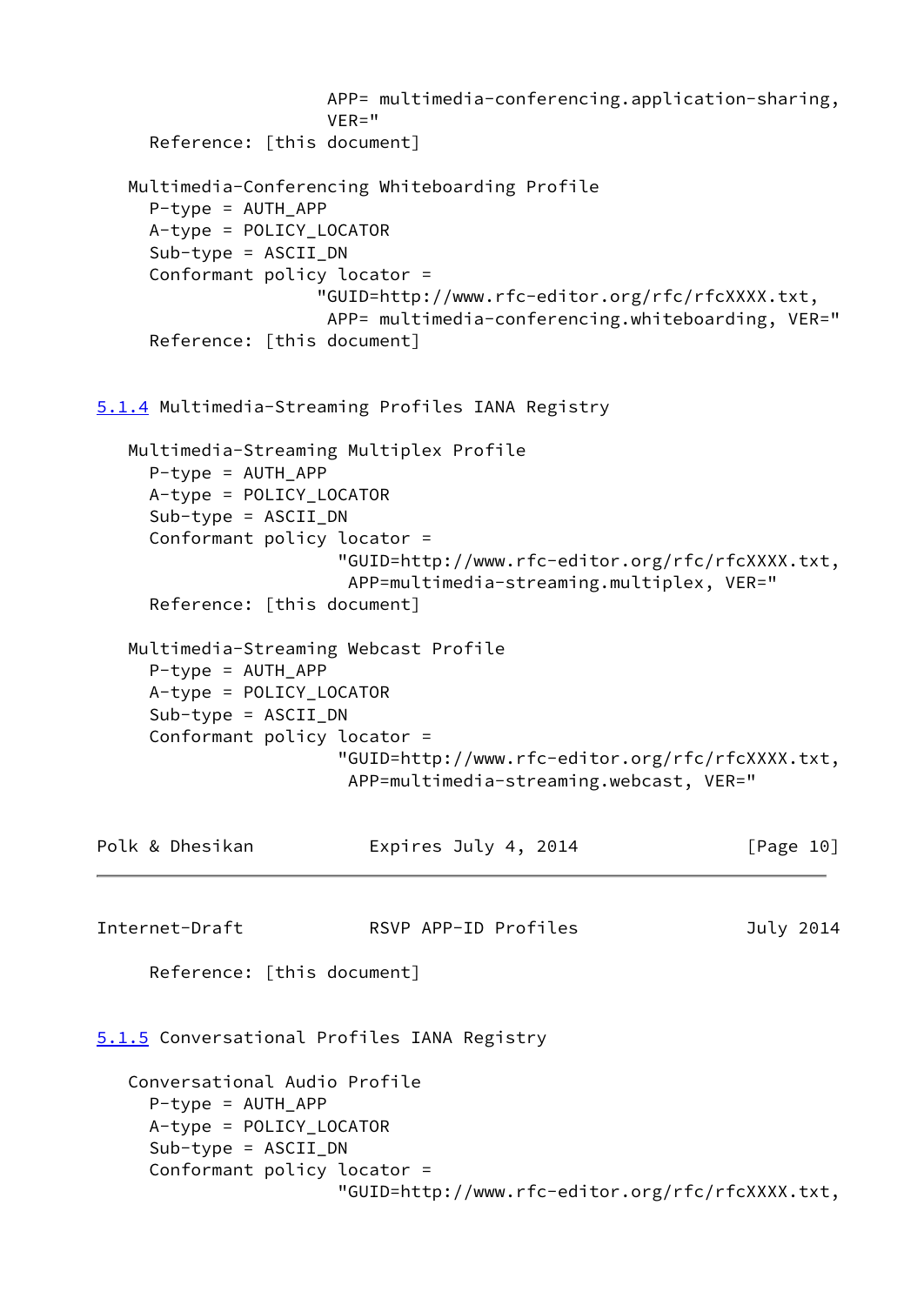APP= multimedia-conferencing.application-sharing,
                       VER="
      Reference: [this document]

   Multimedia-Conferencing Whiteboarding Profile
      P-type = AUTH_APP
      A-type = POLICY_LOCATOR
      Sub-type = ASCII_DN
      Conformant policy locator =
                      "GUID=http://www.rfc-editor.org/rfc/rfcXXXX.txt,
                       APP= multimedia-conferencing.whiteboarding, VER="
      Reference: [this document]

### 5.1.4 Multimedia-Streaming Profiles IANA Registry

   Multimedia-Streaming Multiplex Profile
      P-type = AUTH_APP
      A-type = POLICY_LOCATOR
      Sub-type = ASCII_DN
      Conformant policy locator =
                        "GUID=http://www.rfc-editor.org/rfc/rfcXXXX.txt,
                         APP=multimedia-streaming.multiplex, VER="
      Reference: [this document]

   Multimedia-Streaming Webcast Profile
      P-type = AUTH_APP
      A-type = POLICY_LOCATOR
      Sub-type = ASCII_DN
      Conformant policy locator =
                        "GUID=http://www.rfc-editor.org/rfc/rfcXXXX.txt,
                         APP=multimedia-streaming.webcast, VER="
      Reference: [this document]

### 5.1.5 Conversational Profiles IANA Registry

   Conversational Audio Profile
      P-type = AUTH_APP
      A-type = POLICY_LOCATOR
      Sub-type = ASCII_DN
      Conformant policy locator =
                        "GUID=http://www.rfc-editor.org/rfc/rfcXXXX.txt,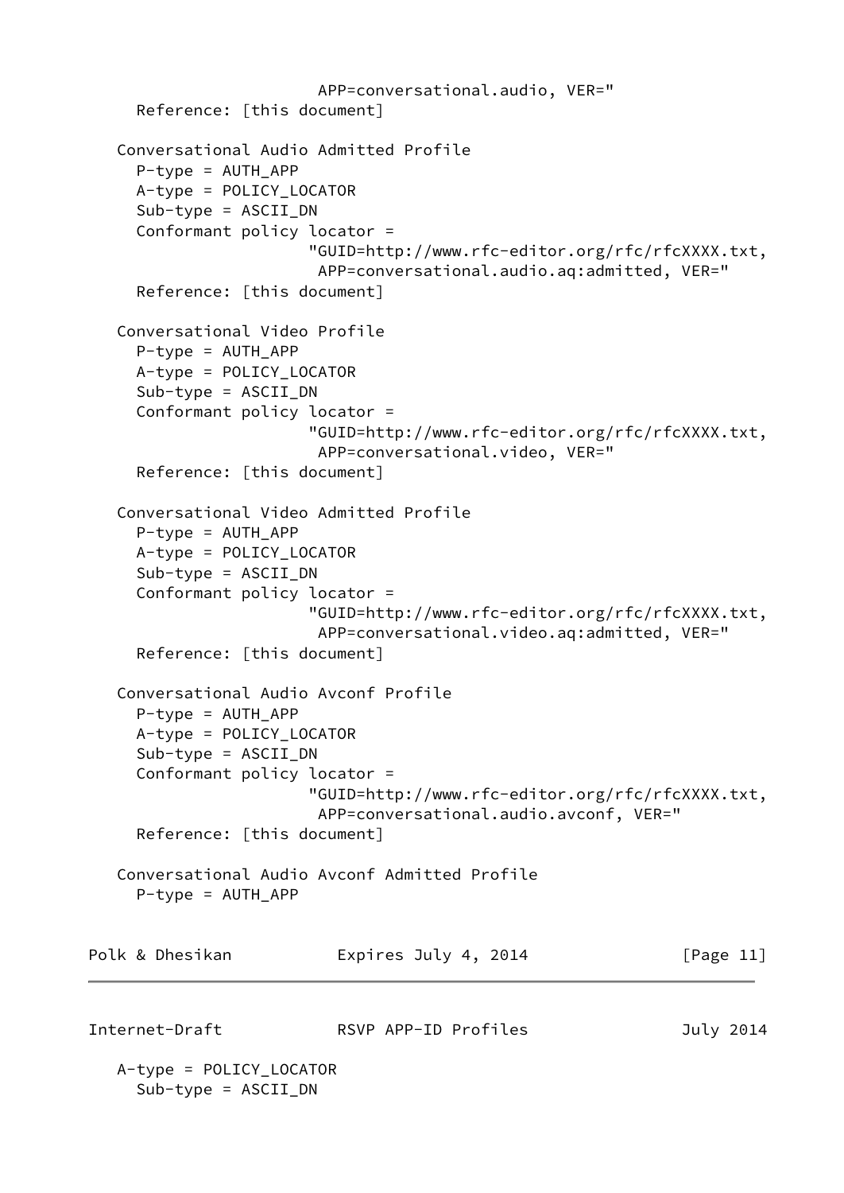```
                       APP=conversational.audio, VER="
     Reference: [this document]

   Conversational Audio Admitted Profile
     P-type = AUTH_APP
     A-type = POLICY_LOCATOR
     Sub-type = ASCII_DN
     Conformant policy locator =
                      "GUID=http://www.rfc-editor.org/rfc/rfcXXXX.txt,
                       APP=conversational.audio.aq:admitted, VER="
     Reference: [this document]

   Conversational Video Profile
     P-type = AUTH_APP
     A-type = POLICY_LOCATOR
     Sub-type = ASCII_DN
     Conformant policy locator =
                      "GUID=http://www.rfc-editor.org/rfc/rfcXXXX.txt,
                       APP=conversational.video, VER="
     Reference: [this document]

   Conversational Video Admitted Profile
     P-type = AUTH_APP
     A-type = POLICY_LOCATOR
     Sub-type = ASCII_DN
     Conformant policy locator =
                      "GUID=http://www.rfc-editor.org/rfc/rfcXXXX.txt,
                       APP=conversational.video.aq:admitted, VER="
     Reference: [this document]

   Conversational Audio Avconf Profile
     P-type = AUTH_APP
     A-type = POLICY_LOCATOR
     Sub-type = ASCII_DN
     Conformant policy locator =
                      "GUID=http://www.rfc-editor.org/rfc/rfcXXXX.txt,
                       APP=conversational.audio.avconf, VER="
     Reference: [this document]

   Conversational Audio Avconf Admitted Profile
     P-type = AUTH_APP
   A-type = POLICY_LOCATOR
     Sub-type = ASCII_DN
```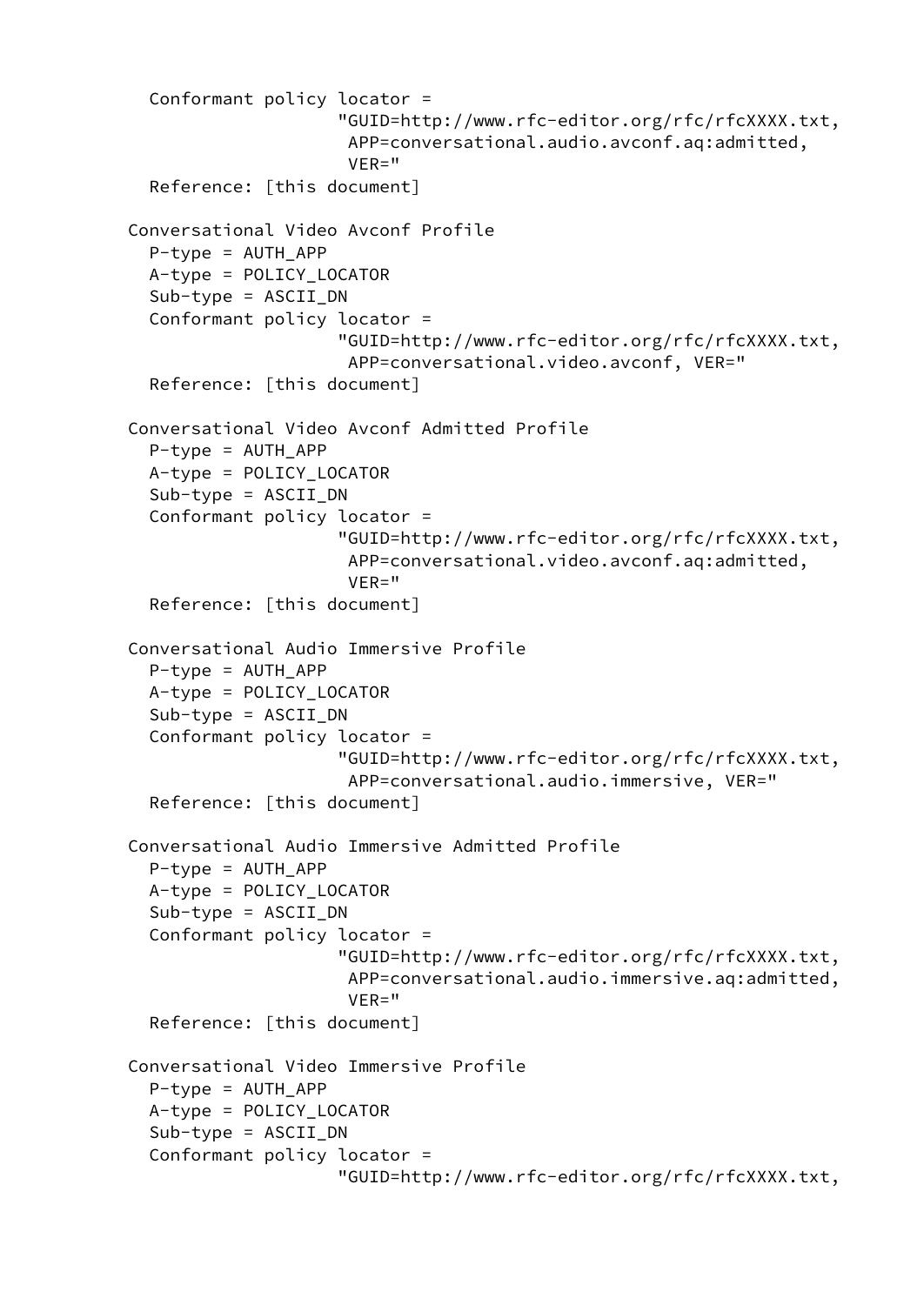```
     Conformant policy locator =
                     "GUID=http://www.rfc-editor.org/rfc/rfcXXXX.txt,
                      APP=conversational.audio.avconf.aq:admitted,
                      VER="
     Reference: [this document]

   Conversational Video Avconf Profile
     P-type = AUTH_APP
     A-type = POLICY_LOCATOR
     Sub-type = ASCII_DN
     Conformant policy locator =
                     "GUID=http://www.rfc-editor.org/rfc/rfcXXXX.txt,
                      APP=conversational.video.avconf, VER="
     Reference: [this document]

   Conversational Video Avconf Admitted Profile
     P-type = AUTH_APP
     A-type = POLICY_LOCATOR
     Sub-type = ASCII_DN
     Conformant policy locator =
                     "GUID=http://www.rfc-editor.org/rfc/rfcXXXX.txt,
                      APP=conversational.video.avconf.aq:admitted,
                      VER="
     Reference: [this document]

   Conversational Audio Immersive Profile
     P-type = AUTH_APP
     A-type = POLICY_LOCATOR
     Sub-type = ASCII_DN
     Conformant policy locator =
                     "GUID=http://www.rfc-editor.org/rfc/rfcXXXX.txt,
                      APP=conversational.audio.immersive, VER="
     Reference: [this document]

   Conversational Audio Immersive Admitted Profile
     P-type = AUTH_APP
     A-type = POLICY_LOCATOR
     Sub-type = ASCII_DN
     Conformant policy locator =
                     "GUID=http://www.rfc-editor.org/rfc/rfcXXXX.txt,
                      APP=conversational.audio.immersive.aq:admitted,
                      VER="
     Reference: [this document]

   Conversational Video Immersive Profile
     P-type = AUTH_APP
     A-type = POLICY_LOCATOR
     Sub-type = ASCII_DN
     Conformant policy locator =
                     "GUID=http://www.rfc-editor.org/rfc/rfcXXXX.txt,
```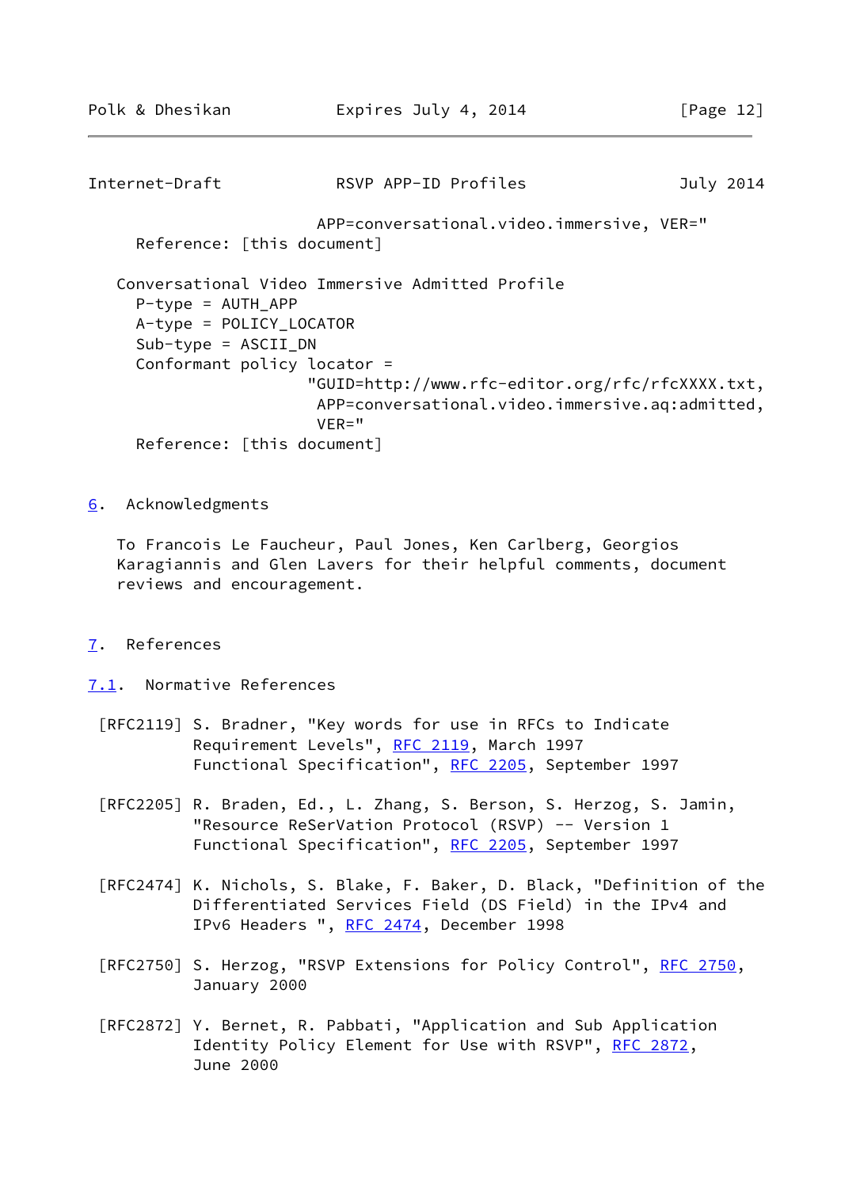APP=conversational.video.immersive, VER="
Reference: [this document]

Conversational Video Immersive Admitted Profile
P-type = AUTH_APP
A-type = POLICY_LOCATOR
Sub-type = ASCII_DN
Conformant policy locator =
"GUID=http://www.rfc-editor.org/rfc/rfcXXXX.txt,
APP=conversational.video.immersive.aq:admitted,
VER="
Reference: [this document]

## 6. Acknowledgments

To Francois Le Faucheur, Paul Jones, Ken Carlberg, Georgios Karagiannis and Glen Lavers for their helpful comments, document reviews and encouragement.

## 7. References

### 7.1. Normative References

[RFC2119] S. Bradner, "Key words for use in RFCs to Indicate Requirement Levels", RFC 2119, March 1997
Functional Specification", RFC 2205, September 1997

[RFC2205] R. Braden, Ed., L. Zhang, S. Berson, S. Herzog, S. Jamin, "Resource ReSerVation Protocol (RSVP) -- Version 1 Functional Specification", RFC 2205, September 1997

[RFC2474] K. Nichols, S. Blake, F. Baker, D. Black, "Definition of the Differentiated Services Field (DS Field) in the IPv4 and IPv6 Headers ", RFC 2474, December 1998

[RFC2750] S. Herzog, "RSVP Extensions for Policy Control", RFC 2750, January 2000

[RFC2872] Y. Bernet, R. Pabbati, "Application and Sub Application Identity Policy Element for Use with RSVP", RFC 2872, June 2000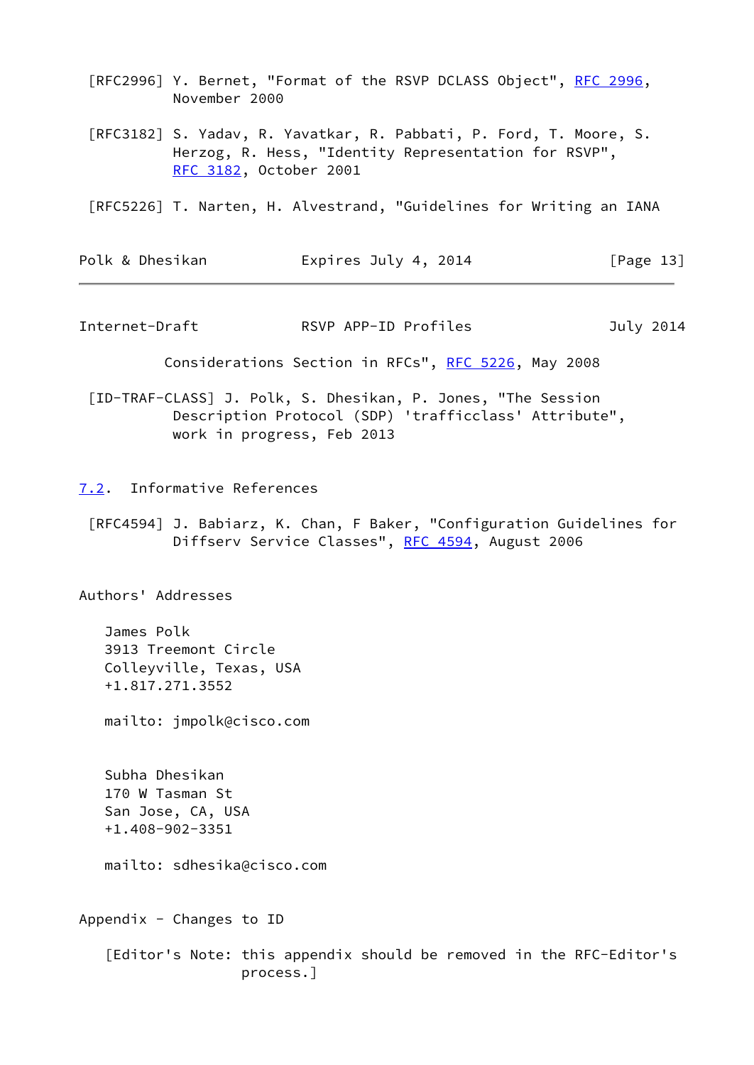[RFC2996] Y. Bernet, "Format of the RSVP DCLASS Object", RFC 2996, November 2000

[RFC3182] S. Yadav, R. Yavatkar, R. Pabbati, P. Ford, T. Moore, S. Herzog, R. Hess, "Identity Representation for RSVP", RFC 3182, October 2001

[RFC5226] T. Narten, H. Alvestrand, "Guidelines for Writing an IANA Considerations Section in RFCs", RFC 5226, May 2008

[ID-TRAF-CLASS] J. Polk, S. Dhesikan, P. Jones, "The Session Description Protocol (SDP) 'trafficclass' Attribute", work in progress, Feb 2013

## 7.2. Informative References

[RFC4594] J. Babiarz, K. Chan, F Baker, "Configuration Guidelines for Diffserv Service Classes", RFC 4594, August 2006

## Authors' Addresses

James Polk
3913 Treemont Circle
Colleyville, Texas, USA
+1.817.271.3552

mailto: jmpolk@cisco.com

Subha Dhesikan
170 W Tasman St
San Jose, CA, USA
+1.408-902-3351

mailto: sdhesika@cisco.com

## Appendix - Changes to ID

[Editor's Note: this appendix should be removed in the RFC-Editor's process.]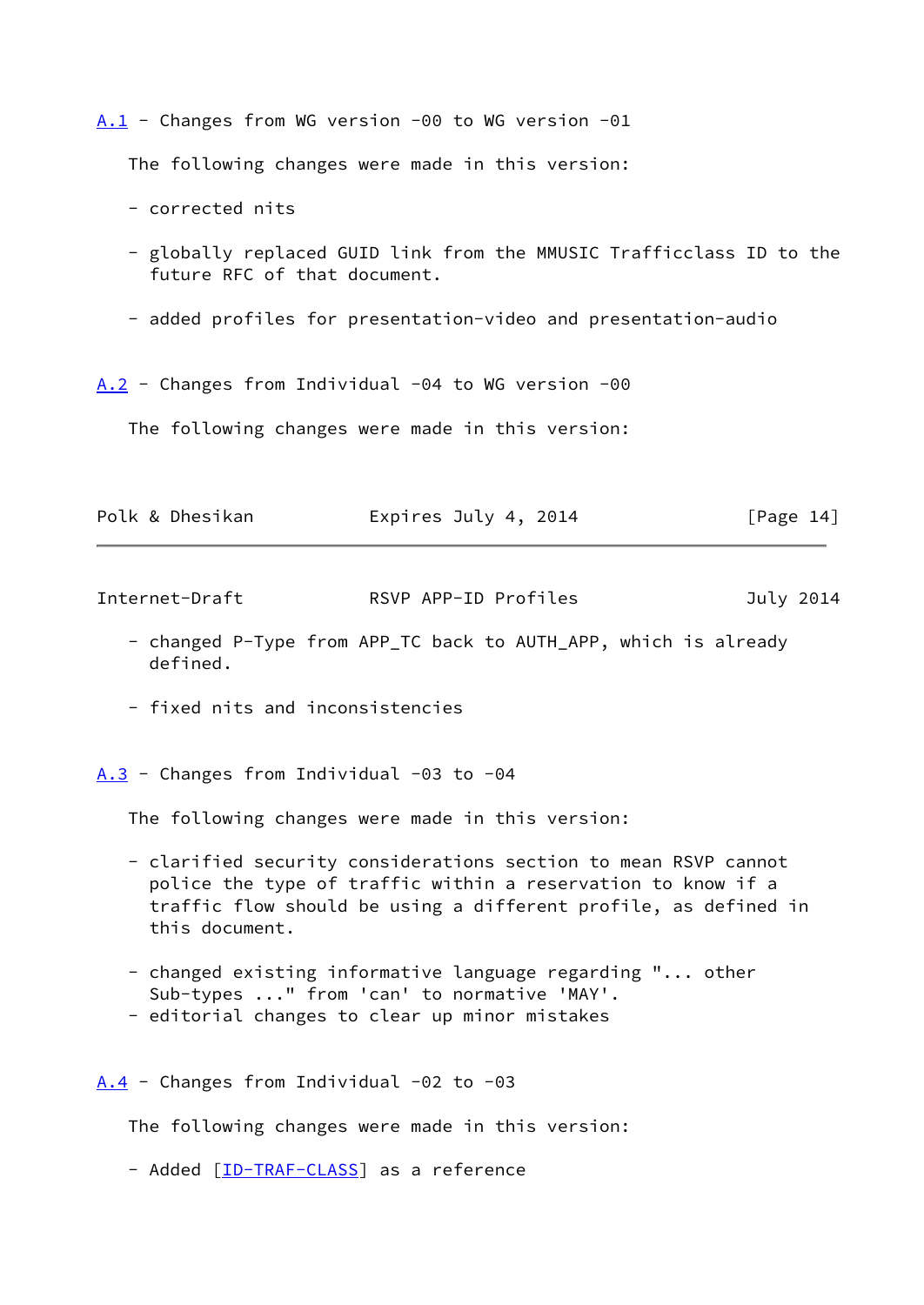### A.1 - Changes from WG version -00 to WG version -01

The following changes were made in this version:

- corrected nits

- globally replaced GUID link from the MMUSIC Trafficclass ID to the future RFC of that document.

- added profiles for presentation-video and presentation-audio

### A.2 - Changes from Individual -04 to WG version -00

The following changes were made in this version:

- changed P-Type from APP_TC back to AUTH_APP, which is already defined.

- fixed nits and inconsistencies

### A.3 - Changes from Individual -03 to -04

The following changes were made in this version:

- clarified security considerations section to mean RSVP cannot police the type of traffic within a reservation to know if a traffic flow should be using a different profile, as defined in this document.

- changed existing informative language regarding "... other Sub-types ..." from 'can' to normative 'MAY'.
- editorial changes to clear up minor mistakes

### A.4 - Changes from Individual -02 to -03

The following changes were made in this version:

- Added [ID-TRAF-CLASS] as a reference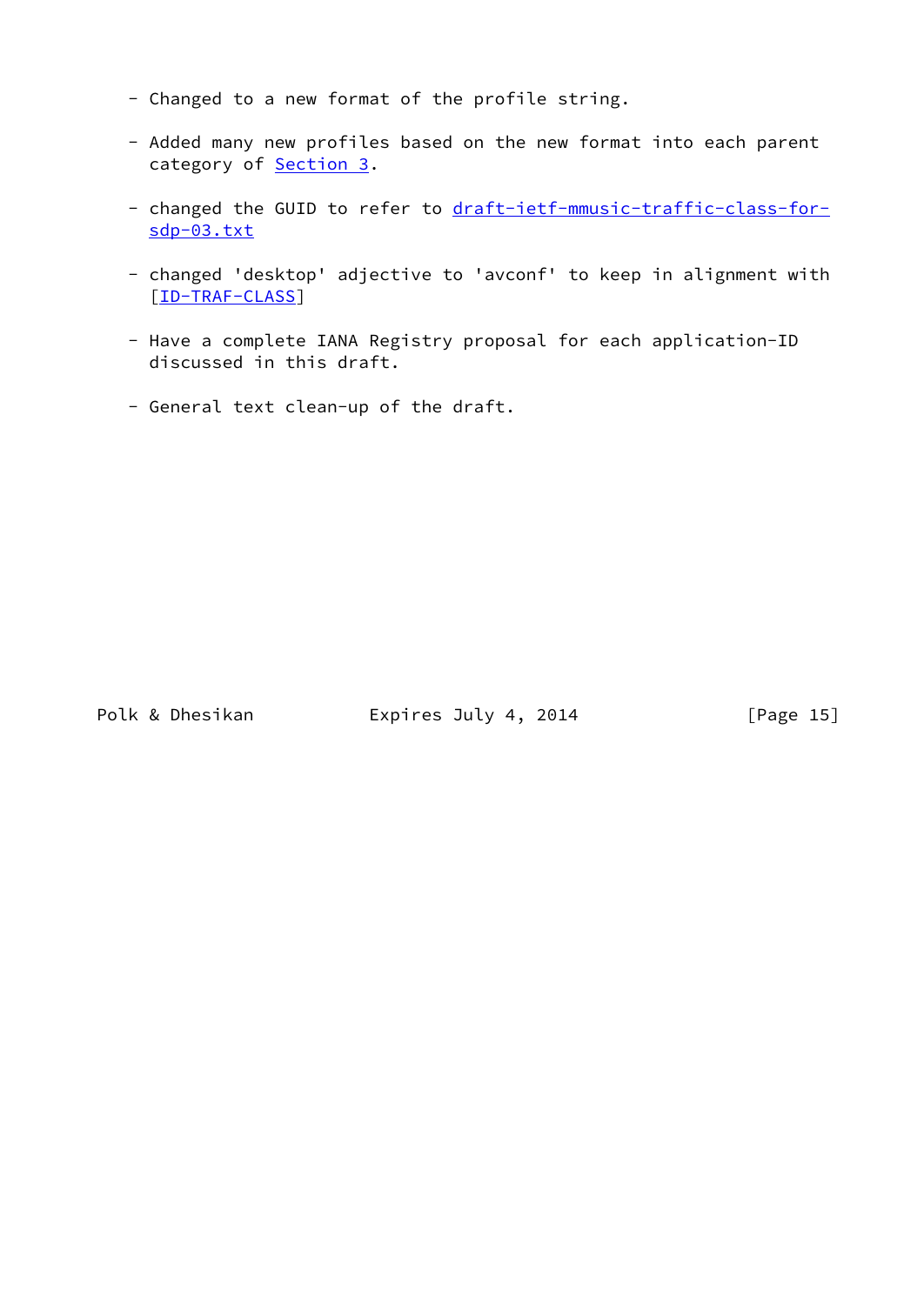- Changed to a new format of the profile string.

- Added many new profiles based on the new format into each parent category of Section 3.

- changed the GUID to refer to draft-ietf-mmusic-traffic-class-for-sdp-03.txt

- changed 'desktop' adjective to 'avconf' to keep in alignment with [ID-TRAF-CLASS]

- Have a complete IANA Registry proposal for each application-ID discussed in this draft.

- General text clean-up of the draft.